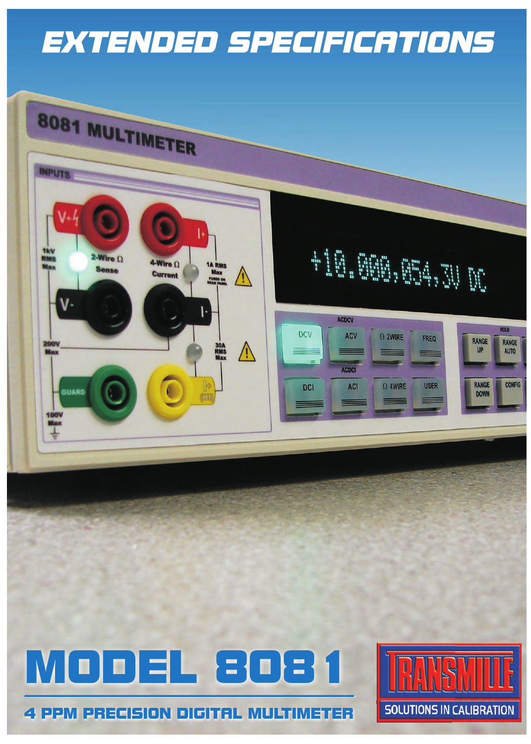# EXTENDED SPECIFICATIONS

# MODEL 8081

## 4 PPM PRECISION DIGITAL MULTIMETER

TRANSMILLE
SOLUTIONS IN CALIBRATION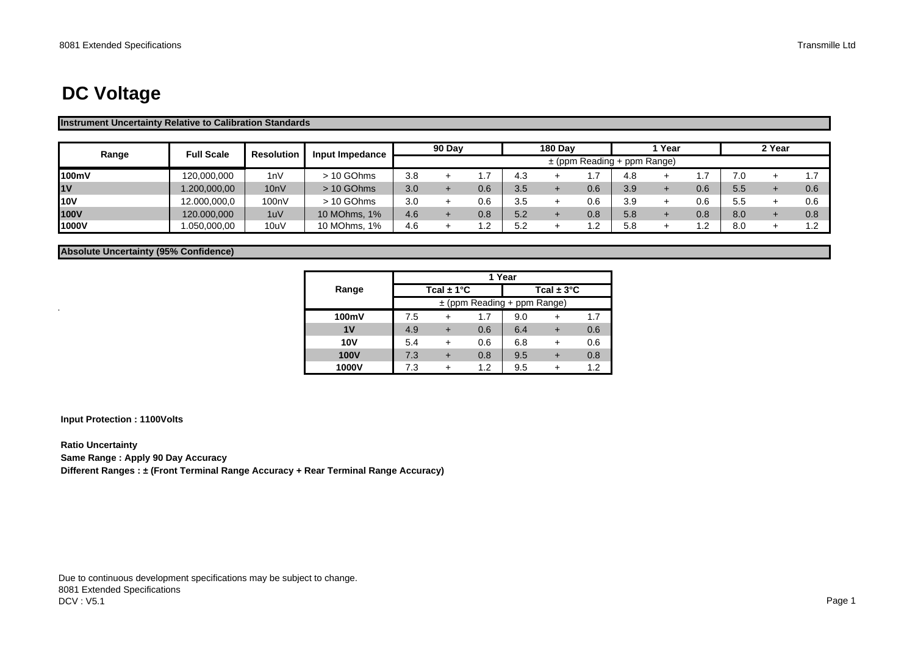# DC Voltage

**Instrument Uncertainty Relative to Calibration Standards**

| Range | Full Scale | Resolution | Input Impedance | 90 Day | | | 180 Day | | | 1 Year | | | 2 Year | | |
|---|---|---|---|---|---|---|---|---|---|---|---|---|---|---|---|
| | | | | ± (ppm Reading + ppm Range) | | | | | | | | | | | |
| **100mV** | 120,000,000 | 1nV | > 10 GOhms | 3.8 | + | 1.7 | 4.3 | + | 1.7 | 4.8 | + | 1.7 | 7.0 | + | 1.7 |
| **1V** | 1.200,000,00 | 10nV | > 10 GOhms | 3.0 | + | 0.6 | 3.5 | + | 0.6 | 3.9 | + | 0.6 | 5.5 | + | 0.6 |
| **10V** | 12.000,000,0 | 100nV | > 10 GOhms | 3.0 | + | 0.6 | 3.5 | + | 0.6 | 3.9 | + | 0.6 | 5.5 | + | 0.6 |
| **100V** | 120.000,000 | 1uV | 10 MOhms, 1% | 4.6 | + | 0.8 | 5.2 | + | 0.8 | 5.8 | + | 0.8 | 8.0 | + | 0.8 |
| **1000V** | 1.050,000,00 | 10uV | 10 MOhms, 1% | 4.6 | + | 1.2 | 5.2 | + | 1.2 | 5.8 | + | 1.2 | 8.0 | + | 1.2 |

**Absolute Uncertainty (95% Confidence)**

| Range | 1 Year | | | | | |
|---|---|---|---|---|---|---|
| | Tcal ± 1°C | | | Tcal ± 3°C | | |
| | ± (ppm Reading + ppm Range) | | | | | |
| **100mV** | 7.5 | + | 1.7 | 9.0 | + | 1.7 |
| **1V** | 4.9 | + | 0.6 | 6.4 | + | 0.6 |
| **10V** | 5.4 | + | 0.6 | 6.8 | + | 0.6 |
| **100V** | 7.3 | + | 0.8 | 9.5 | + | 0.8 |
| **1000V** | 7.3 | + | 1.2 | 9.5 | + | 1.2 |

**Input Protection : 1100Volts**

**Ratio Uncertainty**
**Same Range : Apply 90 Day Accuracy**
**Different Ranges : ± (Front Terminal Range Accuracy + Rear Terminal Range Accuracy)**

Due to continuous development specifications may be subject to change.
8081 Extended Specifications
DCV : V5.1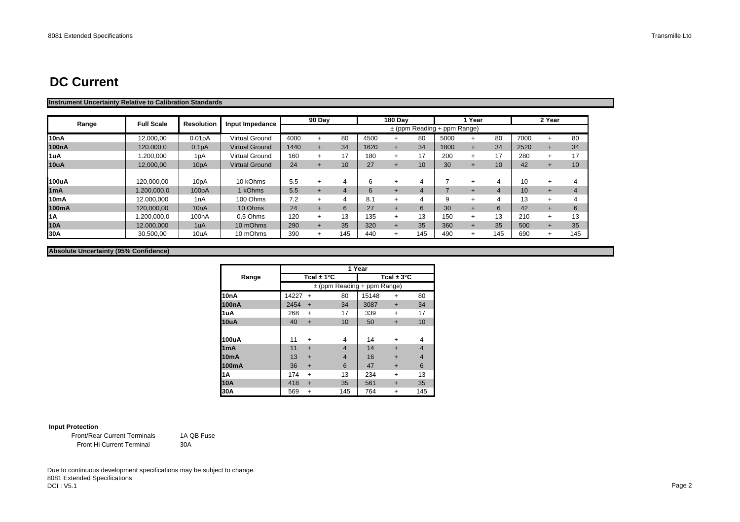# DC Current

**Instrument Uncertainty Relative to Calibration Standards**

| Range | Full Scale | Resolution | Input Impedance | 90 Day | | | 180 Day | | | 1 Year | | | 2 Year | | |
|---|---|---|---|---|---|---|---|---|---|---|---|---|---|---|---|
| | | | | ± (ppm Reading + ppm Range) | | | | | | | | | | | |
| **10nA** | 12.000,00 | 0.01pA | Virtual Ground | 4000 | + | 80 | 4500 | + | 80 | 5000 | + | 80 | 7000 | + | 80 |
| **100nA** | 120.000,0 | 0.1pA | Virtual Ground | 1440 | + | 34 | 1620 | + | 34 | 1800 | + | 34 | 2520 | + | 34 |
| **1uA** | 1.200,000 | 1pA | Virtual Ground | 160 | + | 17 | 180 | + | 17 | 200 | + | 17 | 280 | + | 17 |
| **10uA** | 12,000,00 | 10pA | Virtual Ground | 24 | + | 10 | 27 | + | 10 | 30 | + | 10 | 42 | + | 10 |
| **100uA** | 120,000,00 | 10pA | 10 kOhms | 5.5 | + | 4 | 6 | + | 4 | 7 | + | 4 | 10 | + | 4 |
| **1mA** | 1.200,000,0 | 100pA | 1 kOhms | 5.5 | + | 4 | 6 | + | 4 | 7 | + | 4 | 10 | + | 4 |
| **10mA** | 12.000,000 | 1nA | 100 Ohms | 7.2 | + | 4 | 8.1 | + | 4 | 9 | + | 4 | 13 | + | 4 |
| **100mA** | 120,000,00 | 10nA | 10 Ohms | 24 | + | 6 | 27 | + | 6 | 30 | + | 6 | 42 | + | 6 |
| **1A** | 1.200,000,0 | 100nA | 0.5 Ohms | 120 | + | 13 | 135 | + | 13 | 150 | + | 13 | 210 | + | 13 |
| **10A** | 12.000,000 | 1uA | 10 mOhms | 290 | + | 35 | 320 | + | 35 | 360 | + | 35 | 500 | + | 35 |
| **30A** | 30.500,00 | 10uA | 10 mOhms | 390 | + | 145 | 440 | + | 145 | 490 | + | 145 | 690 | + | 145 |

**Absolute Uncertainty (95% Confidence)**

| Range | 1 Year | | | | | |
|---|---|---|---|---|---|---|
| | Tcal ± 1°C | | | Tcal ± 3°C | | |
| | ± (ppm Reading + ppm Range) | | | | | |
| **10nA** | 14227 | + | 80 | 15148 | + | 80 |
| **100nA** | 2454 | + | 34 | 3087 | + | 34 |
| **1uA** | 268 | + | 17 | 339 | + | 17 |
| **10uA** | 40 | + | 10 | 50 | + | 10 |
| **100uA** | 11 | + | 4 | 14 | + | 4 |
| **1mA** | 11 | + | 4 | 14 | + | 4 |
| **10mA** | 13 | + | 4 | 16 | + | 4 |
| **100mA** | 36 | + | 6 | 47 | + | 6 |
| **1A** | 174 | + | 13 | 234 | + | 13 |
| **10A** | 418 | + | 35 | 561 | + | 35 |
| **30A** | 569 | + | 145 | 764 | + | 145 |

**Input Protection**

| | |
|---|---|
| Front/Rear Current Terminals | 1A QB Fuse |
| Front Hi Current Terminal | 30A |

Due to continuous development specifications may be subject to change.
8081 Extended Specifications
DCI : V5.1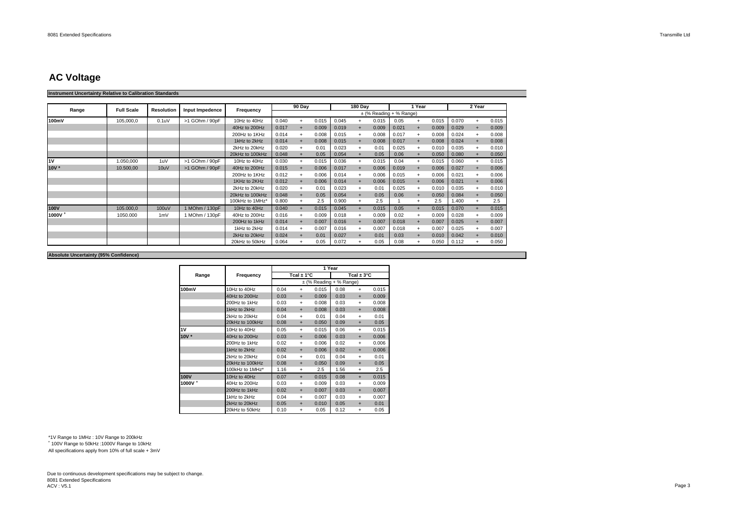# AC Voltage

**Instrument Uncertainty Relative to Calibration Standards**

| Range | Full Scale | Resolution | Input Impedence | Frequency | 90 Day | | | 180 Day | | | 1 Year | | | 2 Year | | |
|---|---|---|---|---|---|---|---|---|---|---|---|---|---|---|---|---|
| | | | | | ± (% Reading + % Range) | | | | | | | | | | | |
| **100mV** | 105,000,0 | 0.1uV | >1 GOhm / 90pF | 10Hz to 40Hz | 0.040 | + | 0.015 | 0.045 | + | 0.015 | 0.05 | + | 0.015 | 0.070 | + | 0.015 |
| | | | | 40Hz to 200Hz | 0.017 | + | 0.009 | 0.019 | + | 0.009 | 0.021 | + | 0.009 | 0.029 | + | 0.009 |
| | | | | 200Hz to 1KHz | 0.014 | + | 0.008 | 0.015 | + | 0.008 | 0.017 | + | 0.008 | 0.024 | + | 0.008 |
| | | | | 1kHz to 2kHz | 0.014 | + | 0.008 | 0.015 | + | 0.008 | 0.017 | + | 0.008 | 0.024 | + | 0.008 |
| | | | | 2kHz to 20kHz | 0.020 | + | 0.01 | 0.023 | + | 0.01 | 0.025 | + | 0.010 | 0.035 | + | 0.010 |
| | | | | 20kHz to 100kHz | 0.048 | + | 0.05 | 0.054 | + | 0.05 | 0.06 | + | 0.050 | 0.080 | + | 0.050 |
| **1V** | 1.050,000 | 1uV | >1 GOhm / 90pF | 10Hz to 40Hz | 0.030 | + | 0.015 | 0.036 | + | 0.015 | 0.04 | + | 0.015 | 0.060 | + | 0.015 |
| **10V *** | 10.500,00 | 10uV | >1 GOhm / 90pF | 40Hz to 200Hz | 0.015 | + | 0.006 | 0.017 | + | 0.006 | 0.019 | + | 0.006 | 0.027 | + | 0.006 |
| | | | | 200Hz to 1KHz | 0.012 | + | 0.006 | 0.014 | + | 0.006 | 0.015 | + | 0.006 | 0.021 | + | 0.006 |
| | | | | 1KHz to 2KHz | 0.012 | + | 0.006 | 0.014 | + | 0.006 | 0.015 | + | 0.006 | 0.021 | + | 0.006 |
| | | | | 2kHz to 20kHz | 0.020 | + | 0.01 | 0.023 | + | 0.01 | 0.025 | + | 0.010 | 0.035 | + | 0.010 |
| | | | | 20kHz to 100kHz | 0.048 | + | 0.05 | 0.054 | + | 0.05 | 0.06 | + | 0.050 | 0.084 | + | 0.050 |
| | | | | 100kHz to 1MHz* | 0.800 | + | 2.5 | 0.900 | + | 2.5 | 1 | + | 2.5 | 1.400 | + | 2.5 |
| **100V** | 105.000,0 | 100uV | 1 MOhm / 130pF | 10Hz to 40Hz | 0.040 | + | 0.015 | 0.045 | + | 0.015 | 0.05 | + | 0.015 | 0.070 | + | 0.015 |
| **1000V +** | 1050.000 | 1mV | 1 MOhm / 130pF | 40Hz to 200Hz | 0.016 | + | 0.009 | 0.018 | + | 0.009 | 0.02 | + | 0.009 | 0.028 | + | 0.009 |
| | | | | 200Hz to 1kHz | 0.014 | + | 0.007 | 0.016 | + | 0.007 | 0.018 | + | 0.007 | 0.025 | + | 0.007 |
| | | | | 1kHz to 2kHz | 0.014 | + | 0.007 | 0.016 | + | 0.007 | 0.018 | + | 0.007 | 0.025 | + | 0.007 |
| | | | | 2kHz to 20kHz | 0.024 | + | 0.01 | 0.027 | + | 0.01 | 0.03 | + | 0.010 | 0.042 | + | 0.010 |
| | | | | 20kHz to 50kHz | 0.064 | + | 0.05 | 0.072 | + | 0.05 | 0.08 | + | 0.050 | 0.112 | + | 0.050 |

**Absolute Uncertainty (95% Confidence)**

| Range | Frequency | 1 Year | | | | | |
|---|---|---|---|---|---|---|---|
| | | Tcal ± 1°C | | | Tcal ± 3°C | | |
| | | ± (% Reading + % Range) | | | | | |
| **100mV** | 10Hz to 40Hz | 0.04 | + | 0.015 | 0.08 | + | 0.015 |
| | 40Hz to 200Hz | 0.03 | + | 0.009 | 0.03 | + | 0.009 |
| | 200Hz to 1kHz | 0.03 | + | 0.008 | 0.03 | + | 0.008 |
| | 1kHz to 2kHz | 0.04 | + | 0.008 | 0.03 | + | 0.008 |
| | 2kHz to 20kHz | 0.04 | + | 0.01 | 0.04 | + | 0.01 |
| | 20kHz to 100kHz | 0.08 | + | 0.050 | 0.09 | + | 0.05 |
| **1V** | 10Hz to 40Hz | 0.05 | + | 0.015 | 0.06 | + | 0.015 |
| **10V *** | 40Hz to 200Hz | 0.03 | + | 0.006 | 0.03 | + | 0.006 |
| | 200Hz to 1kHz | 0.02 | + | 0.006 | 0.02 | + | 0.006 |
| | 1kHz to 2kHz | 0.02 | + | 0.006 | 0.02 | + | 0.006 |
| | 2kHz to 20kHz | 0.04 | + | 0.01 | 0.04 | + | 0.01 |
| | 20kHz to 100kHz | 0.08 | + | 0.050 | 0.09 | + | 0.05 |
| | 100kHz to 1MHz* | 1.16 | + | 2.5 | 1.56 | + | 2.5 |
| **100V** | 10Hz to 40Hz | 0.07 | + | 0.015 | 0.08 | + | 0.015 |
| **1000V +** | 40Hz to 200Hz | 0.03 | + | 0.009 | 0.03 | + | 0.009 |
| | 200Hz to 1kHz | 0.02 | + | 0.007 | 0.03 | + | 0.007 |
| | 1kHz to 2kHz | 0.04 | + | 0.007 | 0.03 | + | 0.007 |
| | 2kHz to 20kHz | 0.05 | + | 0.010 | 0.05 | + | 0.01 |
| | 20kHz to 50kHz | 0.10 | + | 0.05 | 0.12 | + | 0.05 |

*1V Range to 1MHz : 10V Range to 200kHz
+ 100V Range to 50kHz :1000V Range to 10kHz
All specifications apply from 10% of full scale + 3mV

Due to continuous development specifications may be subject to change.
8081 Extended Specifications
ACV : V5.1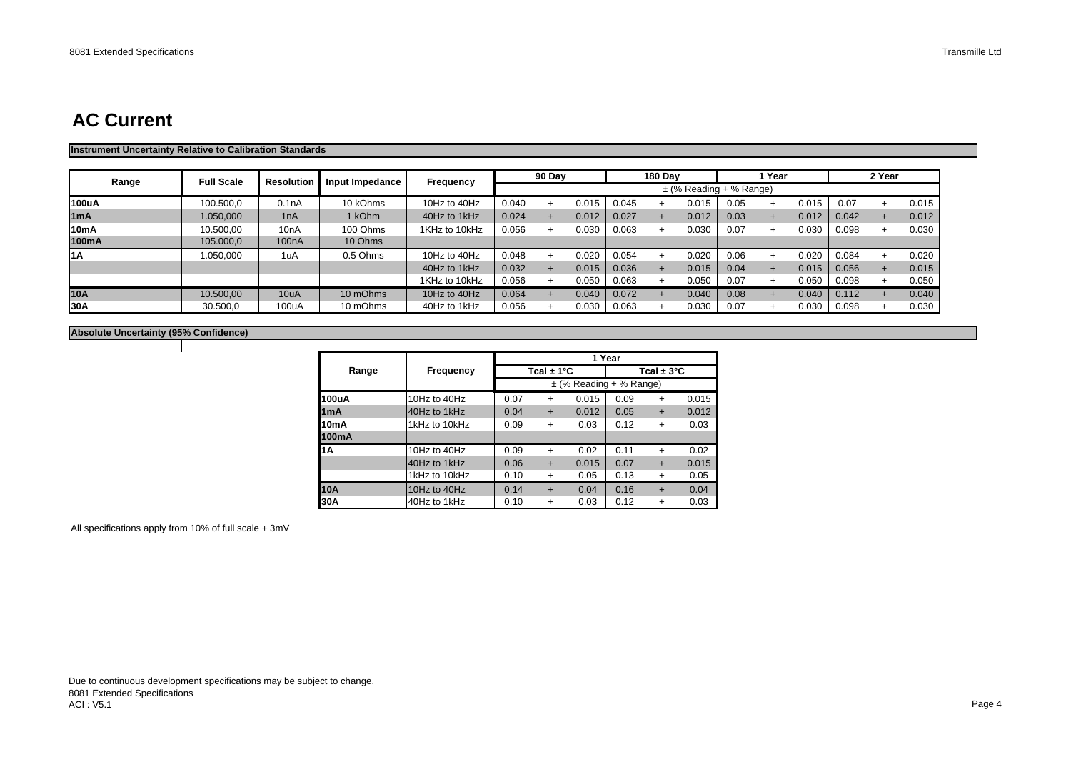# AC Current

**Instrument Uncertainty Relative to Calibration Standards**

| Range | Full Scale | Resolution | Input Impedance | Frequency | 90 Day | | | 180 Day | | | 1 Year | | | 2 Year | | |
|---|---|---|---|---|---|---|---|---|---|---|---|---|---|---|---|---|
| | | | | | ± (% Reading + % Range) | | | | | | | | | | | |
| **100uA** | 100.500,0 | 0.1nA | 10 kOhms | 10Hz to 40Hz | 0.040 | + | 0.015 | 0.045 | + | 0.015 | 0.05 | + | 0.015 | 0.07 | + | 0.015 |
| **1mA** | 1.050,000 | 1nA | 1 kOhm | 40Hz to 1kHz | 0.024 | + | 0.012 | 0.027 | + | 0.012 | 0.03 | + | 0.012 | 0.042 | + | 0.012 |
| **10mA** | 10.500,00 | 10nA | 100 Ohms | 1KHz to 10kHz | 0.056 | + | 0.030 | 0.063 | + | 0.030 | 0.07 | + | 0.030 | 0.098 | + | 0.030 |
| **100mA** | 105.000,0 | 100nA | 10 Ohms | | | | | | | | | | | | | |
| **1A** | 1.050,000 | 1uA | 0.5 Ohms | 10Hz to 40Hz | 0.048 | + | 0.020 | 0.054 | + | 0.020 | 0.06 | + | 0.020 | 0.084 | + | 0.020 |
| | | | | 40Hz to 1kHz | 0.032 | + | 0.015 | 0.036 | + | 0.015 | 0.04 | + | 0.015 | 0.056 | + | 0.015 |
| | | | | 1KHz to 10kHz | 0.056 | + | 0.050 | 0.063 | + | 0.050 | 0.07 | + | 0.050 | 0.098 | + | 0.050 |
| **10A** | 10.500,00 | 10uA | 10 mOhms | 10Hz to 40Hz | 0.064 | + | 0.040 | 0.072 | + | 0.040 | 0.08 | + | 0.040 | 0.112 | + | 0.040 |
| **30A** | 30.500,0 | 100uA | 10 mOhms | 40Hz to 1kHz | 0.056 | + | 0.030 | 0.063 | + | 0.030 | 0.07 | + | 0.030 | 0.098 | + | 0.030 |

**Absolute Uncertainty (95% Confidence)**

| Range | Frequency | 1 Year | | | | | |
|---|---|---|---|---|---|---|---|
| | | Tcal ± 1°C | | | Tcal ± 3°C | | |
| | | ± (% Reading + % Range) | | | | | |
| **100uA** | 10Hz to 40Hz | 0.07 | + | 0.015 | 0.09 | + | 0.015 |
| **1mA** | 40Hz to 1kHz | 0.04 | + | 0.012 | 0.05 | + | 0.012 |
| **10mA** | 1kHz to 10kHz | 0.09 | + | 0.03 | 0.12 | + | 0.03 |
| **100mA** | | | | | | | |
| **1A** | 10Hz to 40Hz | 0.09 | + | 0.02 | 0.11 | + | 0.02 |
| | 40Hz to 1kHz | 0.06 | + | 0.015 | 0.07 | + | 0.015 |
| | 1kHz to 10kHz | 0.10 | + | 0.05 | 0.13 | + | 0.05 |
| **10A** | 10Hz to 40Hz | 0.14 | + | 0.04 | 0.16 | + | 0.04 |
| **30A** | 40Hz to 1kHz | 0.10 | + | 0.03 | 0.12 | + | 0.03 |

All specifications apply from 10% of full scale + 3mV

Due to continuous development specifications may be subject to change.
8081 Extended Specifications
ACI : V5.1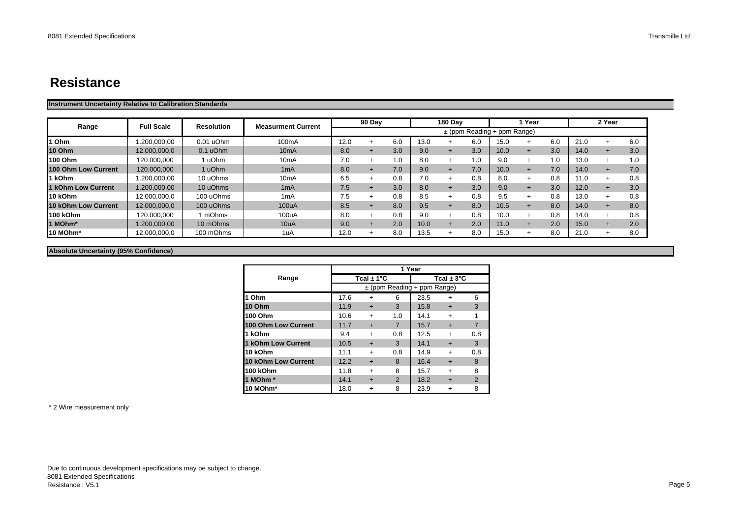# Resistance

**Instrument Uncertainty Relative to Calibration Standards**

| Range | Full Scale | Resolution | Measurment Current | 90 Day | | | 180 Day | | | 1 Year | | | 2 Year | | |
|---|---|---|---|---|---|---|---|---|---|---|---|---|---|---|---|
| | | | | ± (ppm Reading + ppm Range) | | | | | | | | | | | |
| **1 Ohm** | 1.200,000,00 | 0.01 uOhm | 100mA | 12.0 | + | 6.0 | 13.0 | + | 6.0 | 15.0 | + | 6.0 | 21.0 | + | 6.0 |
| **10 Ohm** | 12.000,000,0 | 0.1 uOhm | 10mA | 8.0 | + | 3.0 | 9.0 | + | 3.0 | 10.0 | + | 3.0 | 14.0 | + | 3.0 |
| **100 Ohm** | 120.000,000 | 1 uOhm | 10mA | 7.0 | + | 1.0 | 8.0 | + | 1.0 | 9.0 | + | 1.0 | 13.0 | + | 1.0 |
| **100 Ohm Low Current** | 120.000,000 | 1 uOhm | 1mA | 8.0 | + | 7.0 | 9.0 | + | 7.0 | 10.0 | + | 7.0 | 14.0 | + | 7.0 |
| **1 kOhm** | 1.200,000,00 | 10 uOhms | 10mA | 6.5 | + | 0.8 | 7.0 | + | 0.8 | 8.0 | + | 0.8 | 11.0 | + | 0.8 |
| **1 kOhm Low Current** | 1.200,000,00 | 10 uOhms | 1mA | 7.5 | + | 3.0 | 8.0 | + | 3.0 | 9.0 | + | 3.0 | 12.0 | + | 3.0 |
| **10 kOhm** | 12.000,000,0 | 100 uOhms | 1mA | 7.5 | + | 0.8 | 8.5 | + | 0.8 | 9.5 | + | 0.8 | 13.0 | + | 0.8 |
| **10 kOhm Low Current** | 12.000,000,0 | 100 uOhms | 100uA | 8.5 | + | 8.0 | 9.5 | + | 8.0 | 10.5 | + | 8.0 | 14.0 | + | 8.0 |
| **100 kOhm** | 120.000,000 | 1 mOhms | 100uA | 8.0 | + | 0.8 | 9.0 | + | 0.8 | 10.0 | + | 0.8 | 14.0 | + | 0.8 |
| **1 MOhm*** | 1.200,000,00 | 10 mOhms | 10uA | 9.0 | + | 2.0 | 10.0 | + | 2.0 | 11.0 | + | 2.0 | 15.0 | + | 2.0 |
| **10 MOhm*** | 12.000,000,0 | 100 mOhms | 1uA | 12.0 | + | 8.0 | 13.5 | + | 8.0 | 15.0 | + | 8.0 | 21.0 | + | 8.0 |

**Absolute Uncertainty (95% Confidence)**

| Range | 1 Year | | | | | |
|---|---|---|---|---|---|---|
| | Tcal ± 1°C | | | Tcal ± 3°C | | |
| | ± (ppm Reading + ppm Range) | | | | | |
| **1 Ohm** | 17.6 | + | 6 | 23.5 | + | 6 |
| **10 Ohm** | 11.9 | + | 3 | 15.8 | + | 3 |
| **100 Ohm** | 10.6 | + | 1.0 | 14.1 | + | 1 |
| **100 Ohm Low Current** | 11.7 | + | 7 | 15.7 | + | 7 |
| **1 kOhm** | 9.4 | + | 0.8 | 12.5 | + | 0.8 |
| **1 kOhm Low Current** | 10.5 | + | 3 | 14.1 | + | 3 |
| **10 kOhm** | 11.1 | + | 0.8 | 14.9 | + | 0.8 |
| **10 kOhm Low Current** | 12.2 | + | 8 | 16.4 | + | 8 |
| **100 kOhm** | 11.8 | + | 8 | 15.7 | + | 8 |
| **1 MOhm *** | 14.1 | + | 2 | 18.2 | + | 2 |
| **10 MOhm*** | 18.0 | + | 8 | 23.9 | + | 8 |

* 2 Wire measurement only

Due to continuous development specifications may be subject to change.
8081 Extended Specifications
Resistance : V5.1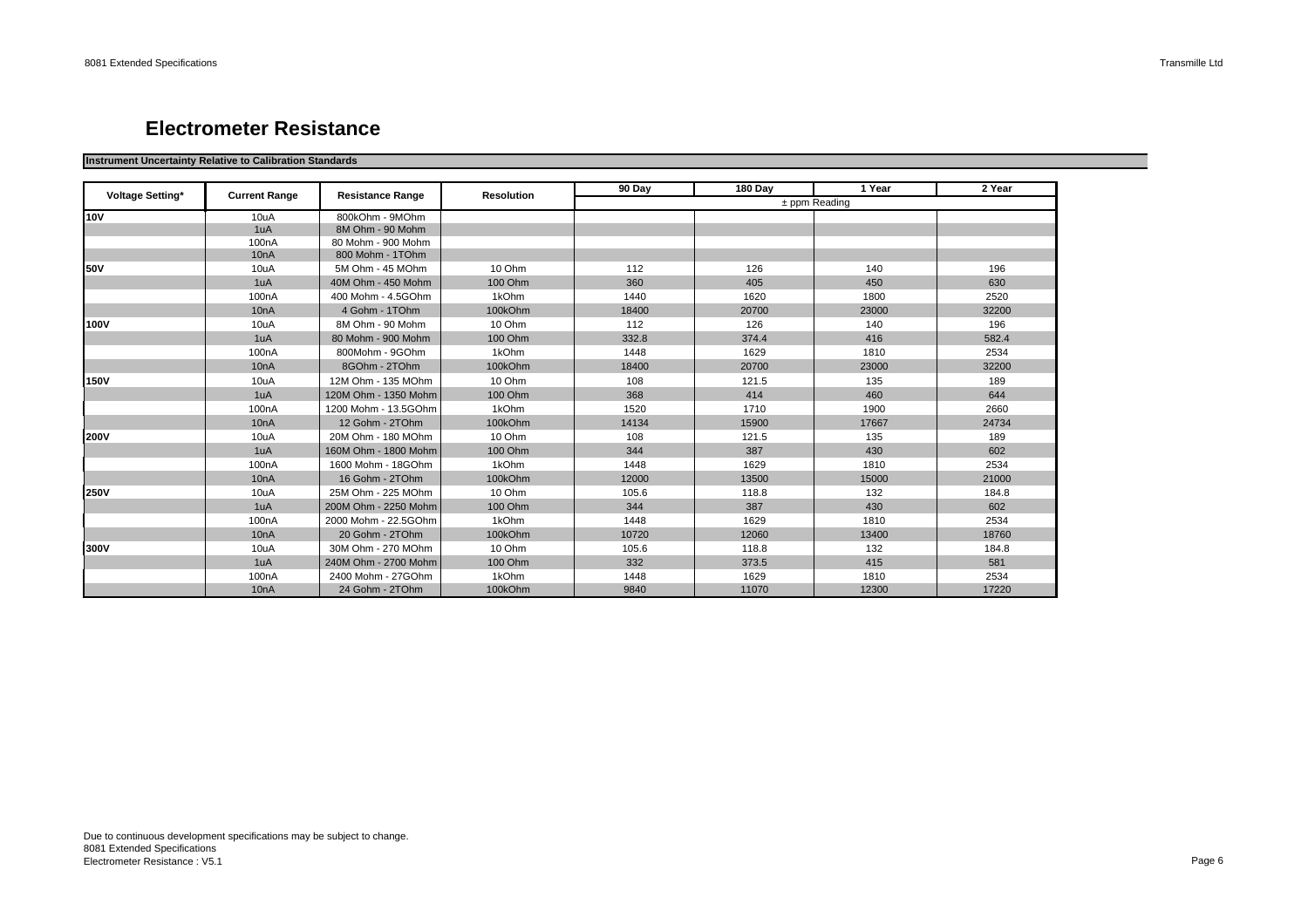# Electrometer Resistance

**Instrument Uncertainty Relative to Calibration Standards**

| Voltage Setting* | Current Range | Resistance Range | Resolution | 90 Day | 180 Day | 1 Year | 2 Year |
|---|---|---|---|---|---|---|---|
| | | | | ± ppm Reading | | | |
| **10V** | 10uA | 800kOhm - 9MOhm | | | | | |
| | 1uA | 8M Ohm - 90 Mohm | | | | | |
| | 100nA | 80 Mohm - 900 Mohm | | | | | |
| | 10nA | 800 Mohm - 1TOhm | | | | | |
| **50V** | 10uA | 5M Ohm - 45 MOhm | 10 Ohm | 112 | 126 | 140 | 196 |
| | 1uA | 40M Ohm - 450 Mohm | 100 Ohm | 360 | 405 | 450 | 630 |
| | 100nA | 400 Mohm - 4.5GOhm | 1kOhm | 1440 | 1620 | 1800 | 2520 |
| | 10nA | 4 Gohm - 1TOhm | 100kOhm | 18400 | 20700 | 23000 | 32200 |
| **100V** | 10uA | 8M Ohm - 90 Mohm | 10 Ohm | 112 | 126 | 140 | 196 |
| | 1uA | 80 Mohm - 900 Mohm | 100 Ohm | 332.8 | 374.4 | 416 | 582.4 |
| | 100nA | 800Mohm - 9GOhm | 1kOhm | 1448 | 1629 | 1810 | 2534 |
| | 10nA | 8GOhm - 2TOhm | 100kOhm | 18400 | 20700 | 23000 | 32200 |
| **150V** | 10uA | 12M Ohm - 135 MOhm | 10 Ohm | 108 | 121.5 | 135 | 189 |
| | 1uA | 120M Ohm - 1350 Mohm | 100 Ohm | 368 | 414 | 460 | 644 |
| | 100nA | 1200 Mohm - 13.5GOhm | 1kOhm | 1520 | 1710 | 1900 | 2660 |
| | 10nA | 12 Gohm - 2TOhm | 100kOhm | 14134 | 15900 | 17667 | 24734 |
| **200V** | 10uA | 20M Ohm - 180 MOhm | 10 Ohm | 108 | 121.5 | 135 | 189 |
| | 1uA | 160M Ohm - 1800 Mohm | 100 Ohm | 344 | 387 | 430 | 602 |
| | 100nA | 1600 Mohm - 18GOhm | 1kOhm | 1448 | 1629 | 1810 | 2534 |
| | 10nA | 16 Gohm - 2TOhm | 100kOhm | 12000 | 13500 | 15000 | 21000 |
| **250V** | 10uA | 25M Ohm - 225 MOhm | 10 Ohm | 105.6 | 118.8 | 132 | 184.8 |
| | 1uA | 200M Ohm - 2250 Mohm | 100 Ohm | 344 | 387 | 430 | 602 |
| | 100nA | 2000 Mohm - 22.5GOhm | 1kOhm | 1448 | 1629 | 1810 | 2534 |
| | 10nA | 20 Gohm - 2TOhm | 100kOhm | 10720 | 12060 | 13400 | 18760 |
| **300V** | 10uA | 30M Ohm - 270 MOhm | 10 Ohm | 105.6 | 118.8 | 132 | 184.8 |
| | 1uA | 240M Ohm - 2700 Mohm | 100 Ohm | 332 | 373.5 | 415 | 581 |
| | 100nA | 2400 Mohm - 27GOhm | 1kOhm | 1448 | 1629 | 1810 | 2534 |
| | 10nA | 24 Gohm - 2TOhm | 100kOhm | 9840 | 11070 | 12300 | 17220 |

Due to continuous development specifications may be subject to change.
8081 Extended Specifications
Electrometer Resistance : V5.1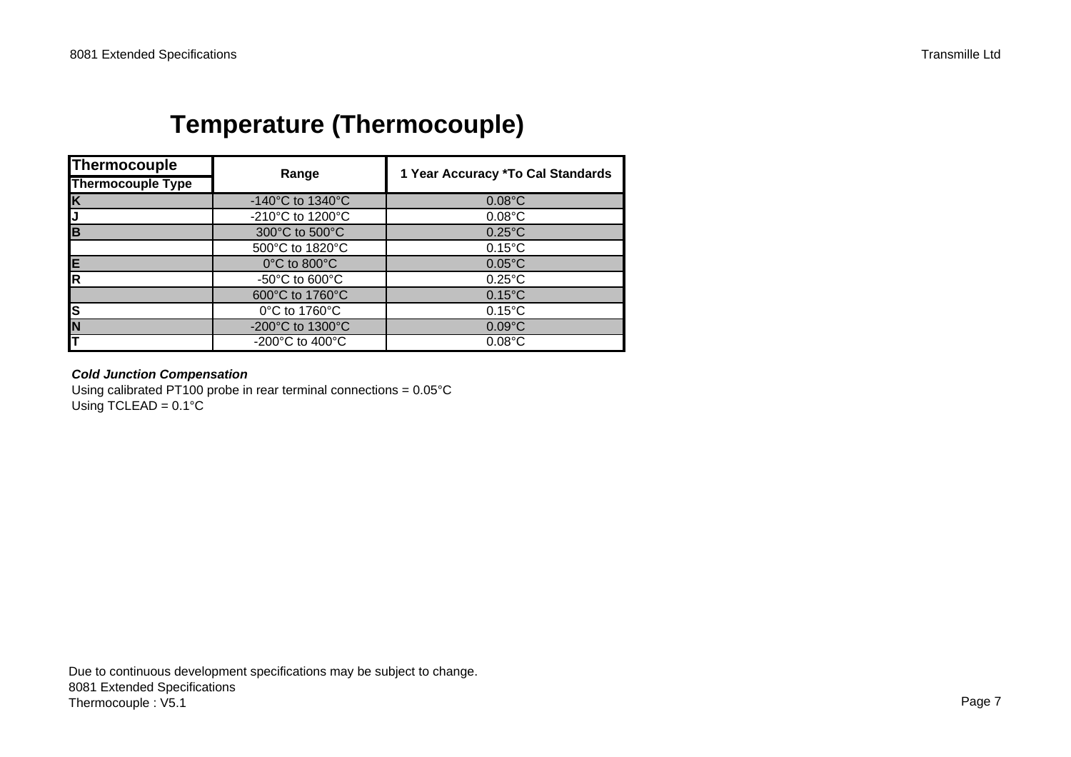# Temperature (Thermocouple)

| Thermocouple<br>Thermocouple Type | Range | 1 Year Accuracy *To Cal Standards |
|---|---|---|
| K | -140°C to 1340°C | 0.08°C |
| J | -210°C to 1200°C | 0.08°C |
| B | 300°C to 500°C | 0.25°C |
| | 500°C to 1820°C | 0.15°C |
| E | 0°C to 800°C | 0.05°C |
| R | -50°C to 600°C | 0.25°C |
| | 600°C to 1760°C | 0.15°C |
| S | 0°C to 1760°C | 0.15°C |
| N | -200°C to 1300°C | 0.09°C |
| T | -200°C to 400°C | 0.08°C |

***Cold Junction Compensation***

Using calibrated PT100 probe in rear terminal connections = 0.05°C

Using TCLEAD = 0.1°C

Due to continuous development specifications may be subject to change.

8081 Extended Specifications

Thermocouple : V5.1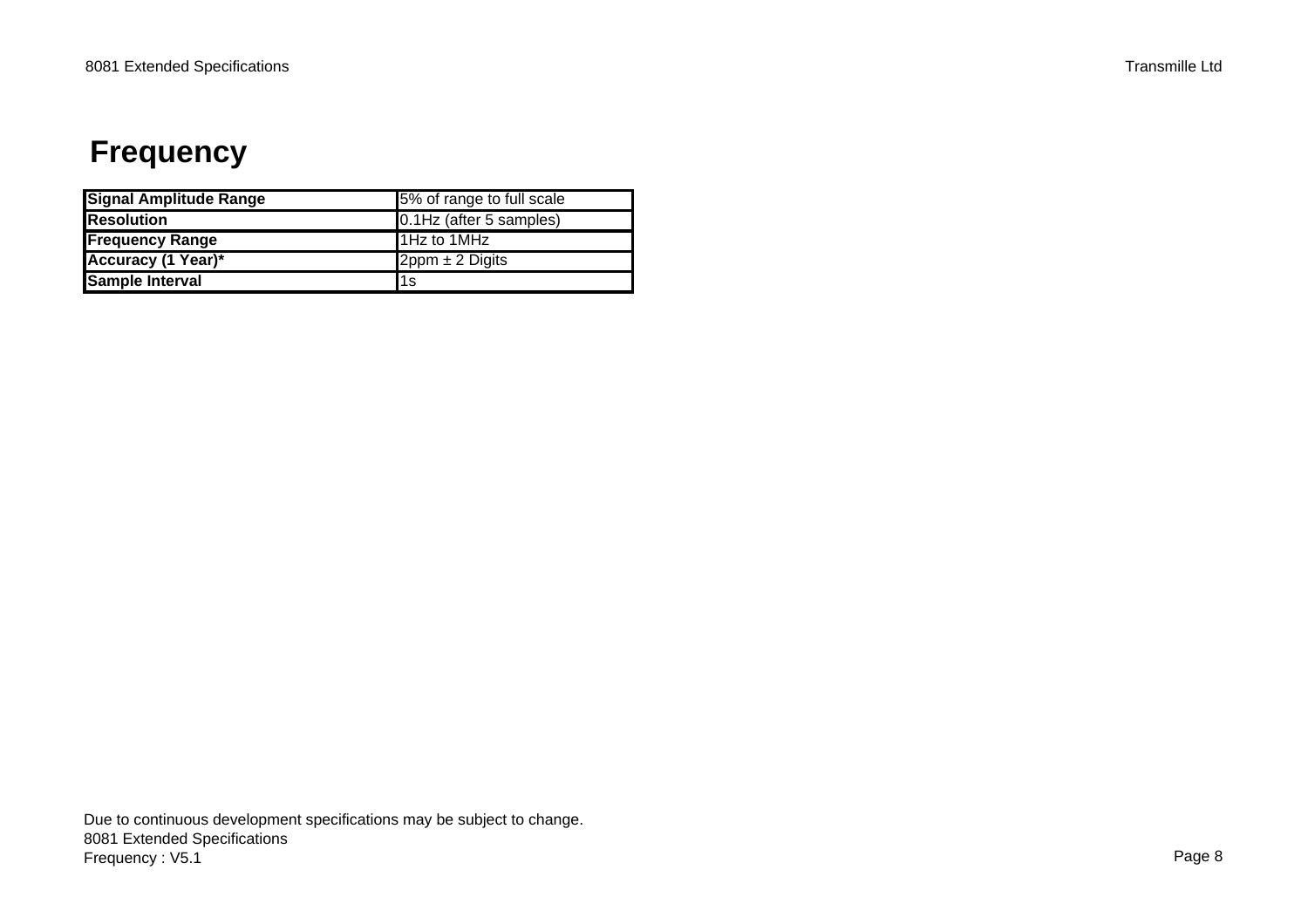# Frequency

| | |
|---|---|
| **Signal Amplitude Range** | 5% of range to full scale |
| **Resolution** | 0.1Hz (after 5 samples) |
| **Frequency Range** | 1Hz to 1MHz |
| **Accuracy (1 Year)*** | 2ppm ± 2 Digits |
| **Sample Interval** | 1s |

Due to continuous development specifications may be subject to change.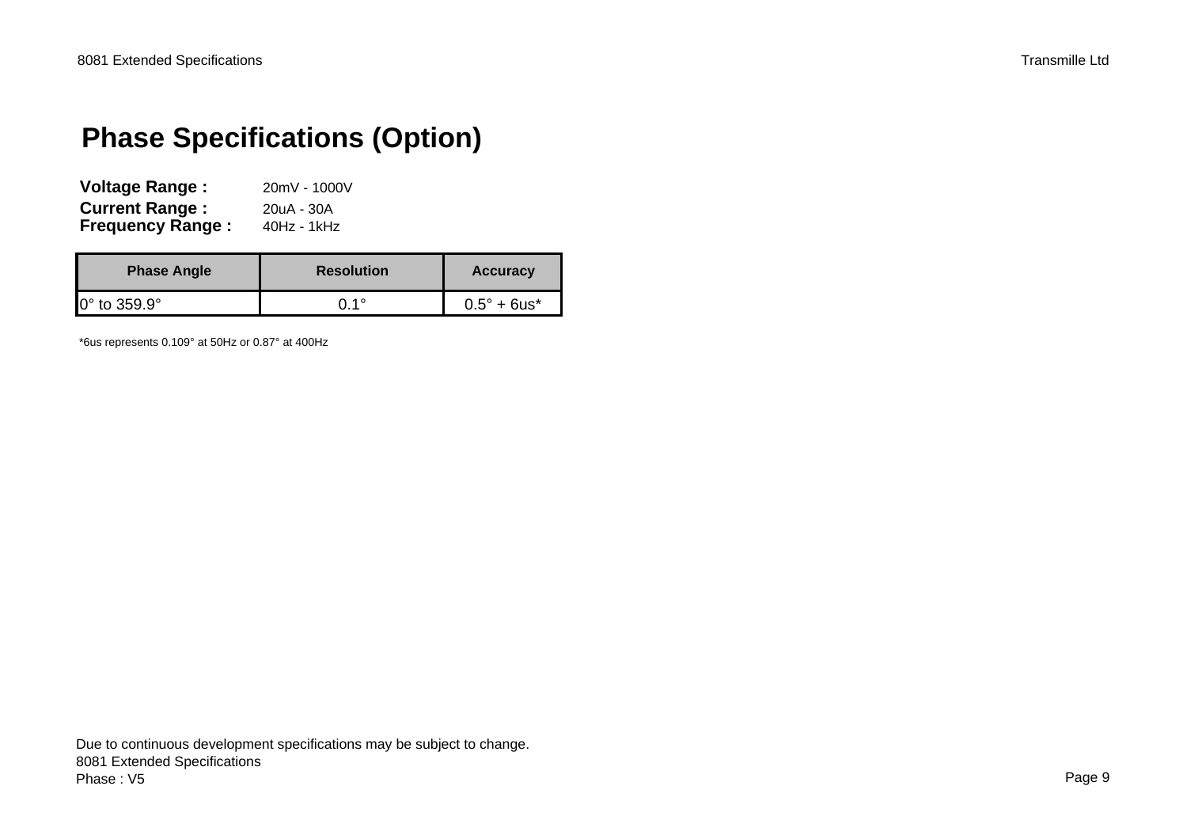# Phase Specifications (Option)

**Voltage Range :** 20mV - 1000V
**Current Range :** 20uA - 30A
**Frequency Range :** 40Hz - 1kHz

| Phase Angle | Resolution | Accuracy |
|---|---|---|
| 0° to 359.9° | 0.1° | 0.5° + 6us* |

*6us represents 0.109° at 50Hz or 0.87° at 400Hz

Due to continuous development specifications may be subject to change.
8081 Extended Specifications
Phase : V5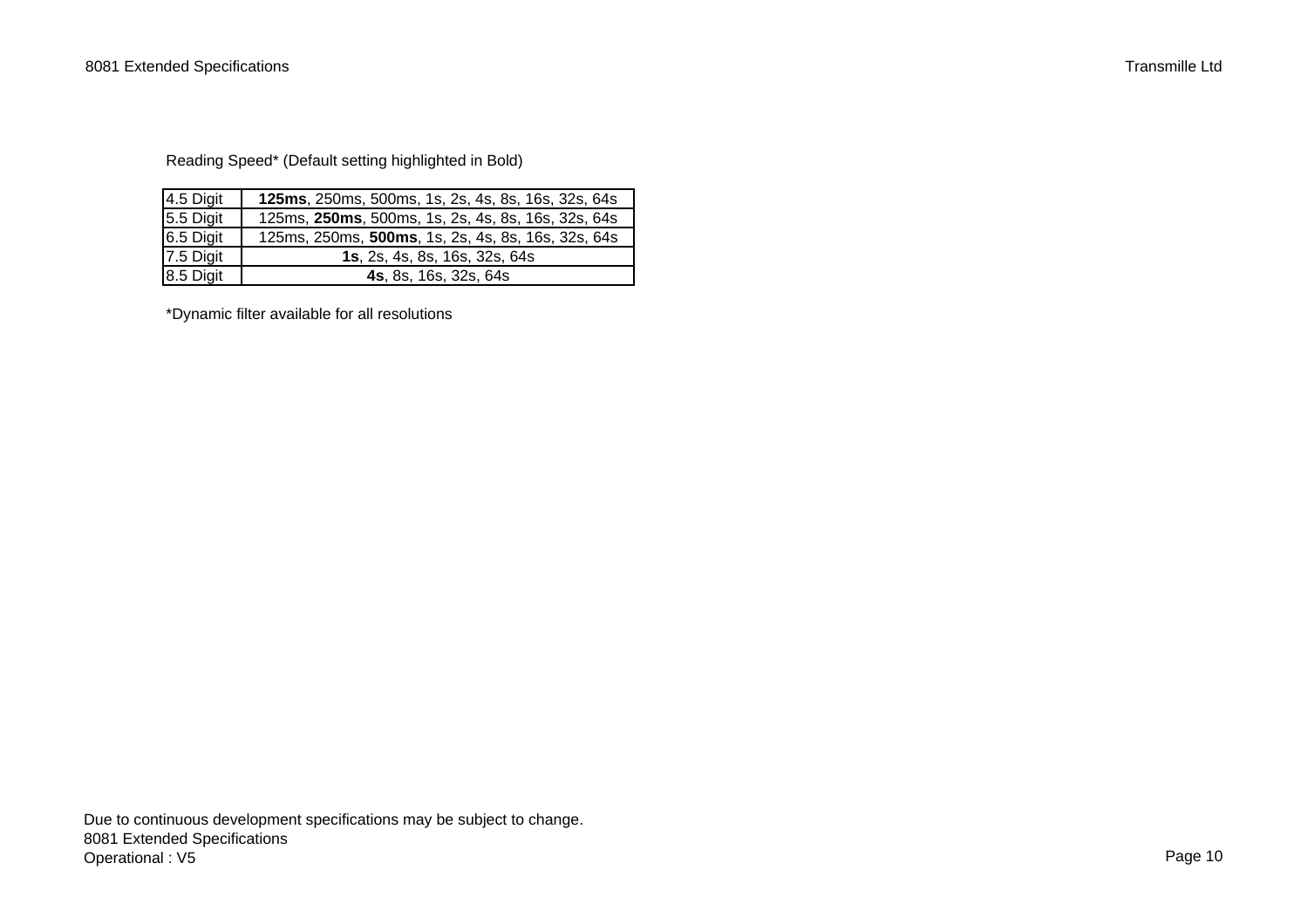Reading Speed* (Default setting highlighted in Bold)

| | |
|---|---|
| 4.5 Digit | **125ms**, 250ms, 500ms, 1s, 2s, 4s, 8s, 16s, 32s, 64s |
| 5.5 Digit | 125ms, **250ms**, 500ms, 1s, 2s, 4s, 8s, 16s, 32s, 64s |
| 6.5 Digit | 125ms, 250ms, **500ms**, 1s, 2s, 4s, 8s, 16s, 32s, 64s |
| 7.5 Digit | **1s**, 2s, 4s, 8s, 16s, 32s, 64s |
| 8.5 Digit | **4s**, 8s, 16s, 32s, 64s |

*Dynamic filter available for all resolutions

Due to continuous development specifications may be subject to change.